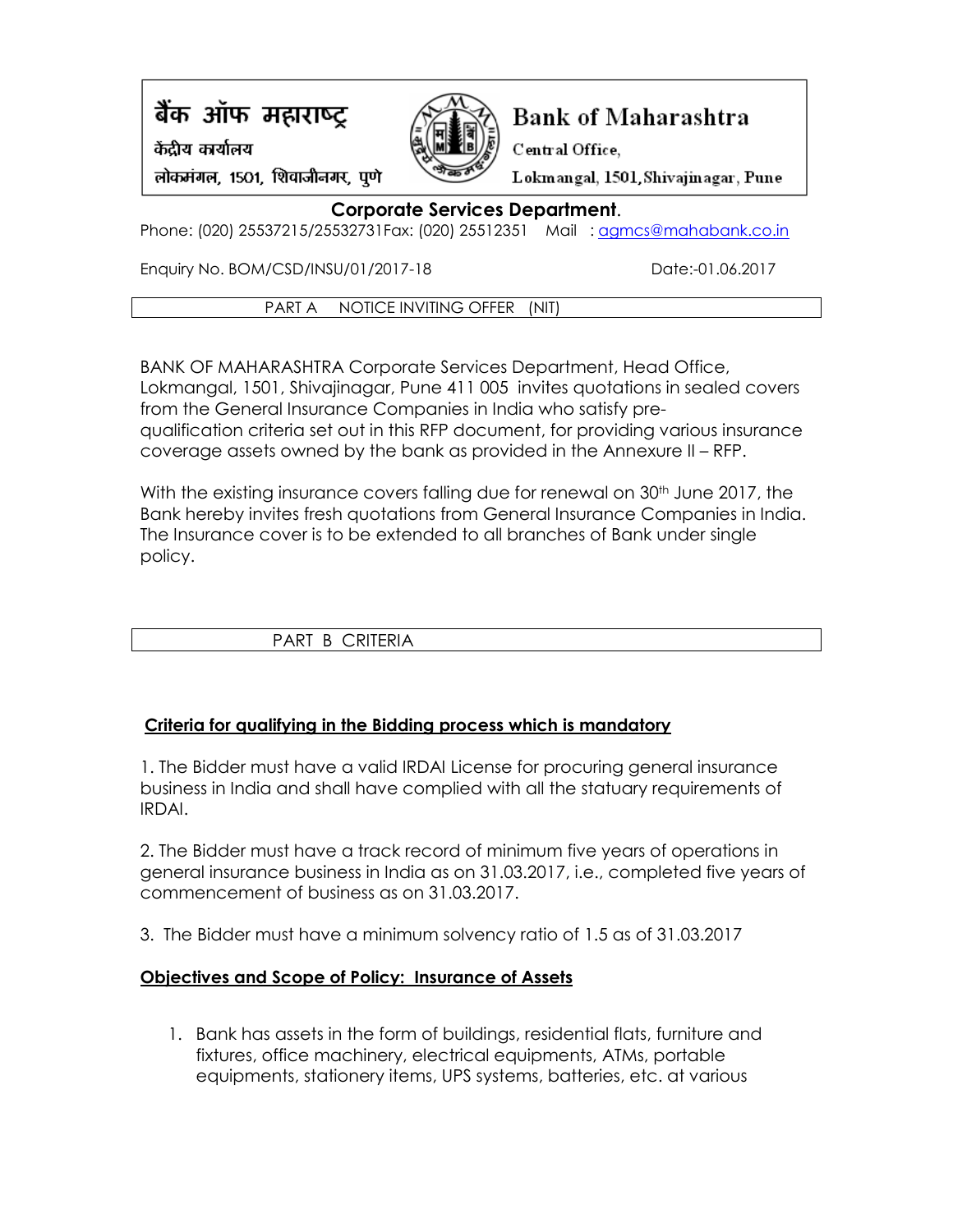बैंक ऑफ महाराष्ट्र
केंद्रीय कार्यालय
लोकमंगल, 1501, शिवाजीनगर, पुणे

**Bank of Maharashtra**
Central Office,
Lokmangal, 1501, Shivajinagar, Pune

## Corporate Services Department.

Phone: (020) 25537215/25532731Fax: (020) 25512351 Mail : agmcs@mahabank.co.in

Enquiry No. BOM/CSD/INSU/01/2017-18 Date:-01.06.2017

| PART A NOTICE INVITING OFFER (NIT) |
|---|

BANK OF MAHARASHTRA Corporate Services Department, Head Office, Lokmangal, 1501, Shivajinagar, Pune 411 005 invites quotations in sealed covers from the General Insurance Companies in India who satisfy pre-qualification criteria set out in this RFP document, for providing various insurance coverage assets owned by the bank as provided in the Annexure II – RFP.

With the existing insurance covers falling due for renewal on 30th June 2017, the Bank hereby invites fresh quotations from General Insurance Companies in India. The Insurance cover is to be extended to all branches of Bank under single policy.

| PART B CRITERIA |
|---|

**Criteria for qualifying in the Bidding process which is mandatory**

1. The Bidder must have a valid IRDAI License for procuring general insurance business in India and shall have complied with all the statuary requirements of IRDAI.

2. The Bidder must have a track record of minimum five years of operations in general insurance business in India as on 31.03.2017, i.e., completed five years of commencement of business as on 31.03.2017.

3. The Bidder must have a minimum solvency ratio of 1.5 as of 31.03.2017

**Objectives and Scope of Policy: Insurance of Assets**

1. Bank has assets in the form of buildings, residential flats, furniture and fixtures, office machinery, electrical equipments, ATMs, portable equipments, stationery items, UPS systems, batteries, etc. at various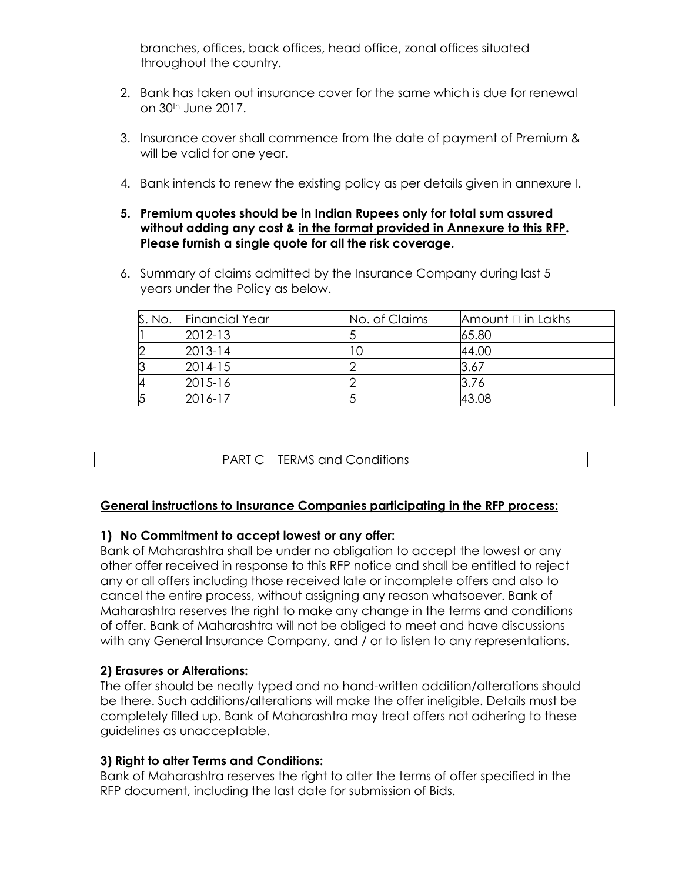branches, offices, back offices, head office, zonal offices situated throughout the country.

2. Bank has taken out insurance cover for the same which is due for renewal on 30th June 2017.

3. Insurance cover shall commence from the date of payment of Premium & will be valid for one year.

4. Bank intends to renew the existing policy as per details given in annexure I.

5. **Premium quotes should be in Indian Rupees only for total sum assured without adding any cost & <u>in the format provided in Annexure to this RFP</u>. Please furnish a single quote for all the risk coverage.**

6. Summary of claims admitted by the Insurance Company during last 5 years under the Policy as below.

| S. No. | Financial Year | No. of Claims | Amount ₹ in Lakhs |
|---|---|---|---|
| 1 | 2012-13 | 5 | 65.80 |
| 2 | 2013-14 | 10 | 44.00 |
| 3 | 2014-15 | 2 | 3.67 |
| 4 | 2015-16 | 2 | 3.76 |
| 5 | 2016-17 | 5 | 43.08 |

## PART C TERMS and Conditions

### <u>General instructions to Insurance Companies participating in the RFP process:</u>

**1) No Commitment to accept lowest or any offer:**

Bank of Maharashtra shall be under no obligation to accept the lowest or any other offer received in response to this RFP notice and shall be entitled to reject any or all offers including those received late or incomplete offers and also to cancel the entire process, without assigning any reason whatsoever. Bank of Maharashtra reserves the right to make any change in the terms and conditions of offer. Bank of Maharashtra will not be obliged to meet and have discussions with any General Insurance Company, and / or to listen to any representations.

**2) Erasures or Alterations:**

The offer should be neatly typed and no hand-written addition/alterations should be there. Such additions/alterations will make the offer ineligible. Details must be completely filled up. Bank of Maharashtra may treat offers not adhering to these guidelines as unacceptable.

**3) Right to alter Terms and Conditions:**

Bank of Maharashtra reserves the right to alter the terms of offer specified in the RFP document, including the last date for submission of Bids.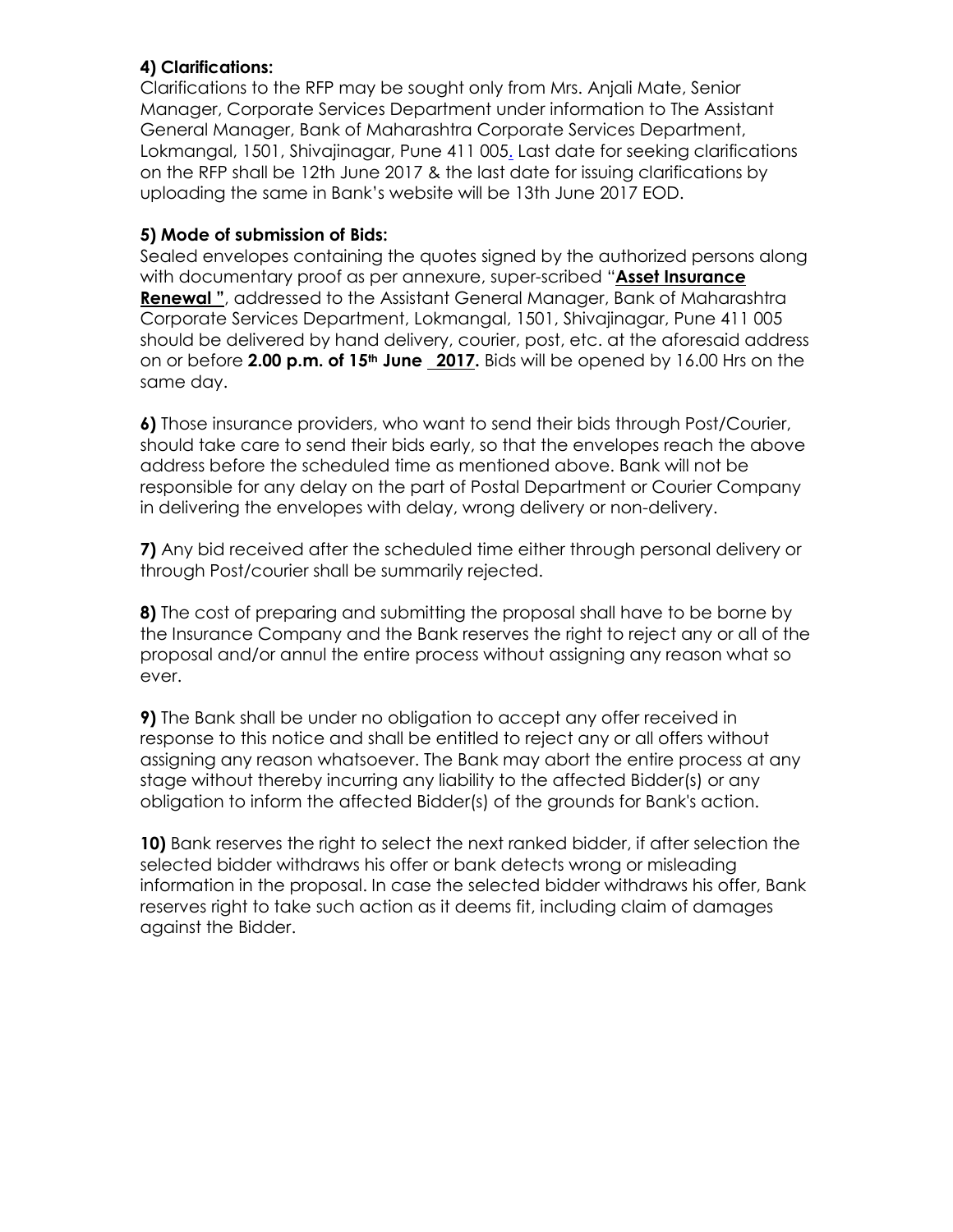**4) Clarifications:**
Clarifications to the RFP may be sought only from Mrs. Anjali Mate, Senior Manager, Corporate Services Department under information to The Assistant General Manager, Bank of Maharashtra Corporate Services Department, Lokmangal, 1501, Shivajinagar, Pune 411 005. Last date for seeking clarifications on the RFP shall be 12th June 2017 & the last date for issuing clarifications by uploading the same in Bank's website will be 13th June 2017 EOD.

**5) Mode of submission of Bids:**
Sealed envelopes containing the quotes signed by the authorized persons along with documentary proof as per annexure, super-scribed "**Asset Insurance Renewal "**, addressed to the Assistant General Manager, Bank of Maharashtra Corporate Services Department, Lokmangal, 1501, Shivajinagar, Pune 411 005 should be delivered by hand delivery, courier, post, etc. at the aforesaid address on or before **2.00 p.m. of 15th June 2017.** Bids will be opened by 16.00 Hrs on the same day.

**6)** Those insurance providers, who want to send their bids through Post/Courier, should take care to send their bids early, so that the envelopes reach the above address before the scheduled time as mentioned above. Bank will not be responsible for any delay on the part of Postal Department or Courier Company in delivering the envelopes with delay, wrong delivery or non-delivery.

**7)** Any bid received after the scheduled time either through personal delivery or through Post/courier shall be summarily rejected.

**8)** The cost of preparing and submitting the proposal shall have to be borne by the Insurance Company and the Bank reserves the right to reject any or all of the proposal and/or annul the entire process without assigning any reason what so ever.

**9)** The Bank shall be under no obligation to accept any offer received in response to this notice and shall be entitled to reject any or all offers without assigning any reason whatsoever. The Bank may abort the entire process at any stage without thereby incurring any liability to the affected Bidder(s) or any obligation to inform the affected Bidder(s) of the grounds for Bank's action.

**10)** Bank reserves the right to select the next ranked bidder, if after selection the selected bidder withdraws his offer or bank detects wrong or misleading information in the proposal. In case the selected bidder withdraws his offer, Bank reserves right to take such action as it deems fit, including claim of damages against the Bidder.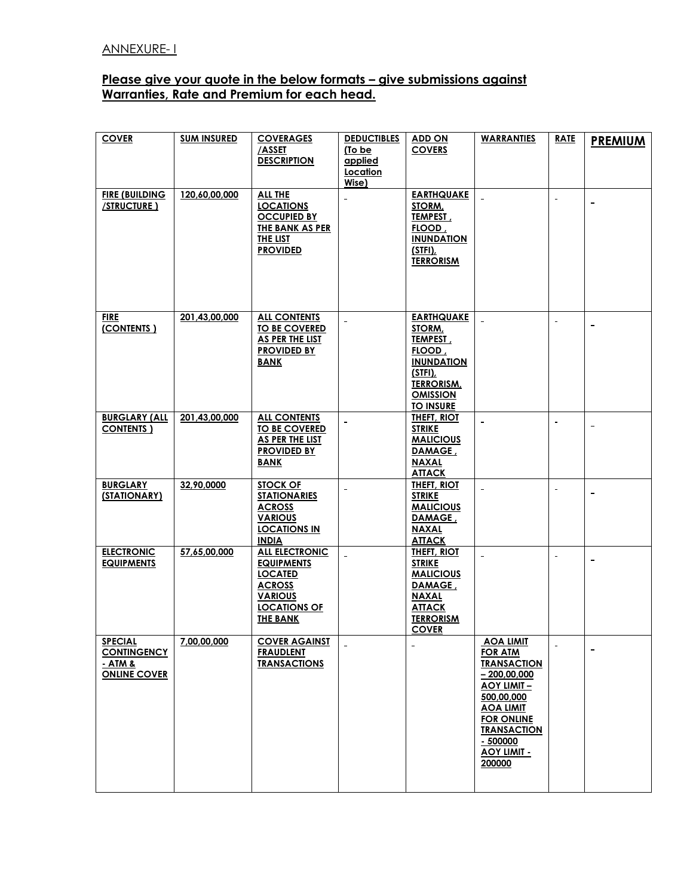ANNEXURE- I

## Please give your quote in the below formats – give submissions against Warranties, Rate and Premium for each head.

| COVER | SUM INSURED | COVERAGES /ASSET DESCRIPTION | DEDUCTIBLES (To be applied Location Wise) | ADD ON COVERS | WARRANTIES | RATE | PREMIUM |
|---|---|---|---|---|---|---|---|
| FIRE (BUILDING /STRUCTURE ) | 120,60,00,000 | ALL THE LOCATIONS OCCUPIED BY THE BANK AS PER THE LIST PROVIDED | - | EARTHQUAKE STORM, TEMPEST , FLOOD , INUNDATION (STFI), TERRORISM | - | - | - |
| FIRE (CONTENTS ) | 201,43,00,000 | ALL CONTENTS TO BE COVERED AS PER THE LIST PROVIDED BY BANK | - | EARTHQUAKE STORM, TEMPEST , FLOOD , INUNDATION (STFI), TERRORISM, OMISSION TO INSURE | - | - | - |
| BURGLARY (ALL CONTENTS ) | 201,43,00,000 | ALL CONTENTS TO BE COVERED AS PER THE LIST PROVIDED BY BANK | - | THEFT, RIOT STRIKE MALICIOUS DAMAGE , NAXAL ATTACK | - | - | - |
| BURGLARY (STATIONARY) | 32,90,0000 | STOCK OF STATIONARIES ACROSS VARIOUS LOCATIONS IN INDIA | - | THEFT, RIOT STRIKE MALICIOUS DAMAGE , NAXAL ATTACK | - | - | - |
| ELECTRONIC EQUIPMENTS | 57,65,00,000 | ALL ELECTRONIC EQUIPMENTS LOCATED ACROSS VARIOUS LOCATIONS OF THE BANK | - | THEFT, RIOT STRIKE MALICIOUS DAMAGE , NAXAL ATTACK TERRORISM COVER | - | - | - |
| SPECIAL CONTINGENCY - ATM & ONLINE COVER | 7,00,00,000 | COVER AGAINST FRAUDLENT TRANSACTIONS | - | - | AOA LIMIT FOR ATM TRANSACTION – 200,00,000 AOY LIMIT – 500,00,000 AOA LIMIT FOR ONLINE TRANSACTION - 500000 AOY LIMIT - 200000 | - | - |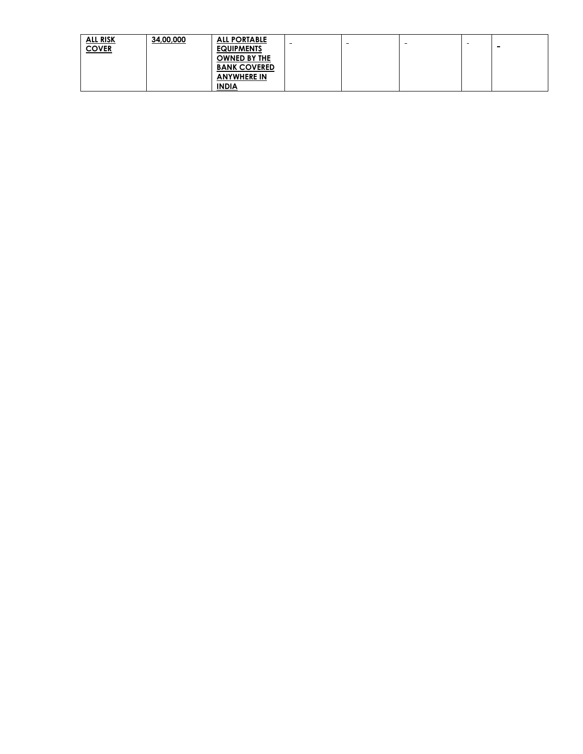| **ALL RISK COVER** | **34,00,000** | **ALL PORTABLE EQUIPMENTS OWNED BY THE BANK COVERED ANYWHERE IN INDIA** | - | - | - | - | - |
|---|---|---|---|---|---|---|---|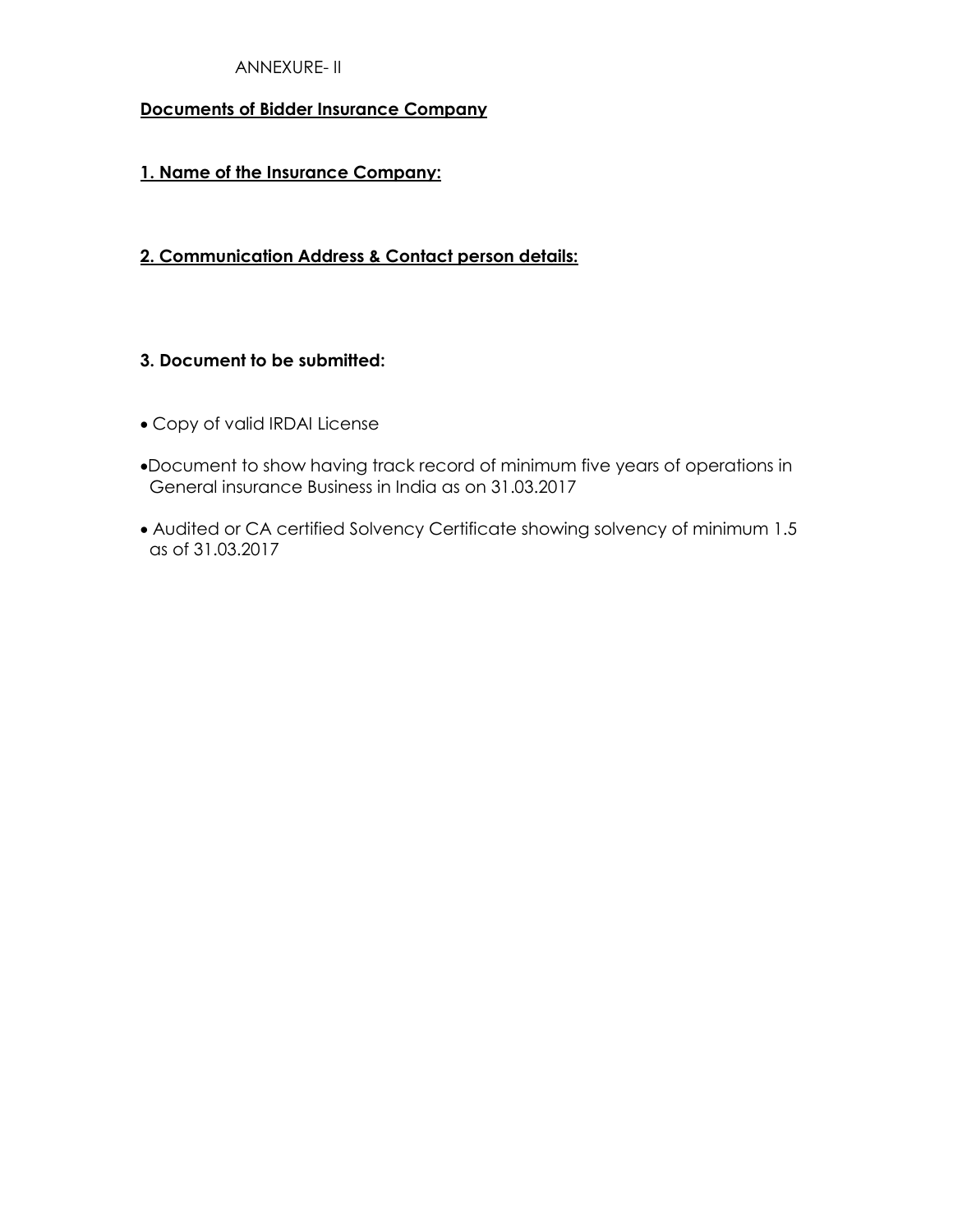ANNEXURE- II

**Documents of Bidder Insurance Company**

**1. Name of the Insurance Company:**

**2. Communication Address & Contact person details:**

**3. Document to be submitted:**

- Copy of valid IRDAI License
- Document to show having track record of minimum five years of operations in General insurance Business in India as on 31.03.2017
- Audited or CA certified Solvency Certificate showing solvency of minimum 1.5 as of 31.03.2017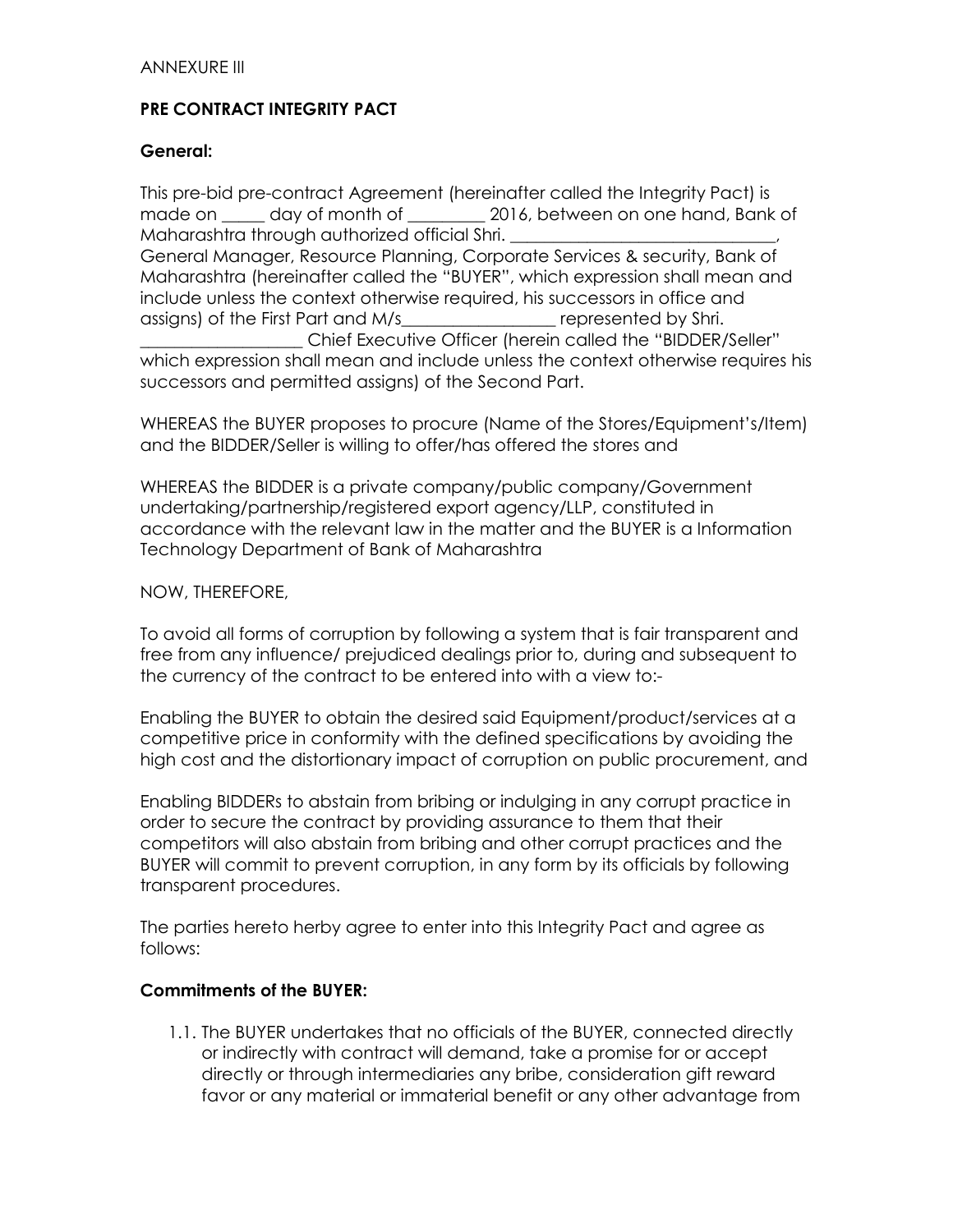ANNEXURE III

**PRE CONTRACT INTEGRITY PACT**

**General:**

This pre-bid pre-contract Agreement (hereinafter called the Integrity Pact) is made on _____ day of month of _________ 2016, between on one hand, Bank of Maharashtra through authorized official Shri. _______________________________, General Manager, Resource Planning, Corporate Services & security, Bank of Maharashtra (hereinafter called the "BUYER", which expression shall mean and include unless the context otherwise required, his successors in office and assigns) of the First Part and M/s__________________ represented by Shri. ___________________ Chief Executive Officer (herein called the "BIDDER/Seller" which expression shall mean and include unless the context otherwise requires his successors and permitted assigns) of the Second Part.

WHEREAS the BUYER proposes to procure (Name of the Stores/Equipment's/Item) and the BIDDER/Seller is willing to offer/has offered the stores and

WHEREAS the BIDDER is a private company/public company/Government undertaking/partnership/registered export agency/LLP, constituted in accordance with the relevant law in the matter and the BUYER is a Information Technology Department of Bank of Maharashtra

NOW, THEREFORE,

To avoid all forms of corruption by following a system that is fair transparent and free from any influence/ prejudiced dealings prior to, during and subsequent to the currency of the contract to be entered into with a view to:-

Enabling the BUYER to obtain the desired said Equipment/product/services at a competitive price in conformity with the defined specifications by avoiding the high cost and the distortionary impact of corruption on public procurement, and

Enabling BIDDERs to abstain from bribing or indulging in any corrupt practice in order to secure the contract by providing assurance to them that their competitors will also abstain from bribing and other corrupt practices and the BUYER will commit to prevent corruption, in any form by its officials by following transparent procedures.

The parties hereto herby agree to enter into this Integrity Pact and agree as follows:

**Commitments of the BUYER:**

1.1. The BUYER undertakes that no officials of the BUYER, connected directly or indirectly with contract will demand, take a promise for or accept directly or through intermediaries any bribe, consideration gift reward favor or any material or immaterial benefit or any other advantage from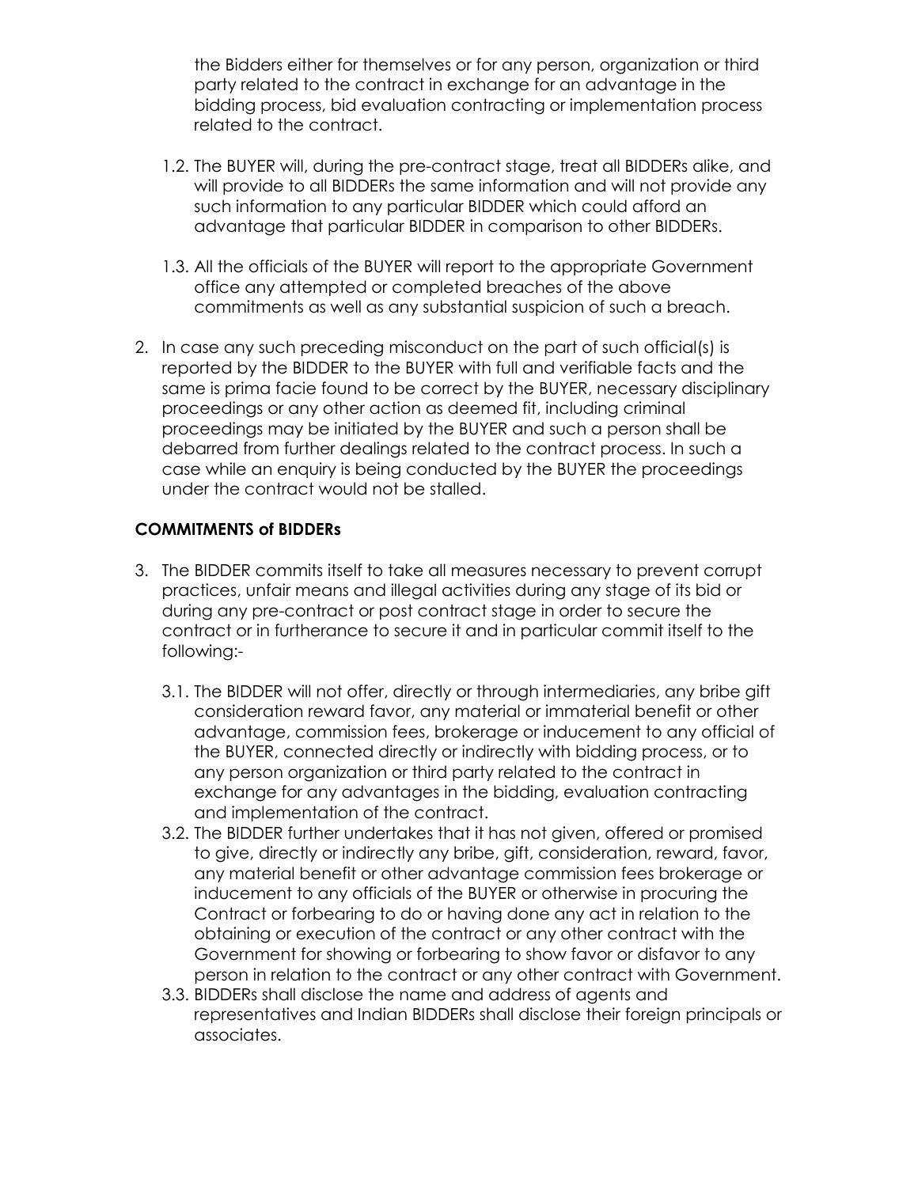the Bidders either for themselves or for any person, organization or third party related to the contract in exchange for an advantage in the bidding process, bid evaluation contracting or implementation process related to the contract.

1.2. The BUYER will, during the pre-contract stage, treat all BIDDERs alike, and will provide to all BIDDERs the same information and will not provide any such information to any particular BIDDER which could afford an advantage that particular BIDDER in comparison to other BIDDERs.

1.3. All the officials of the BUYER will report to the appropriate Government office any attempted or completed breaches of the above commitments as well as any substantial suspicion of such a breach.

2. In case any such preceding misconduct on the part of such official(s) is reported by the BIDDER to the BUYER with full and verifiable facts and the same is prima facie found to be correct by the BUYER, necessary disciplinary proceedings or any other action as deemed fit, including criminal proceedings may be initiated by the BUYER and such a person shall be debarred from further dealings related to the contract process. In such a case while an enquiry is being conducted by the BUYER the proceedings under the contract would not be stalled.

**COMMITMENTS of BIDDERs**

3. The BIDDER commits itself to take all measures necessary to prevent corrupt practices, unfair means and illegal activities during any stage of its bid or during any pre-contract or post contract stage in order to secure the contract or in furtherance to secure it and in particular commit itself to the following:-

3.1. The BIDDER will not offer, directly or through intermediaries, any bribe gift consideration reward favor, any material or immaterial benefit or other advantage, commission fees, brokerage or inducement to any official of the BUYER, connected directly or indirectly with bidding process, or to any person organization or third party related to the contract in exchange for any advantages in the bidding, evaluation contracting and implementation of the contract.

3.2. The BIDDER further undertakes that it has not given, offered or promised to give, directly or indirectly any bribe, gift, consideration, reward, favor, any material benefit or other advantage commission fees brokerage or inducement to any officials of the BUYER or otherwise in procuring the Contract or forbearing to do or having done any act in relation to the obtaining or execution of the contract or any other contract with the Government for showing or forbearing to show favor or disfavor to any person in relation to the contract or any other contract with Government.

3.3. BIDDERs shall disclose the name and address of agents and representatives and Indian BIDDERs shall disclose their foreign principals or associates.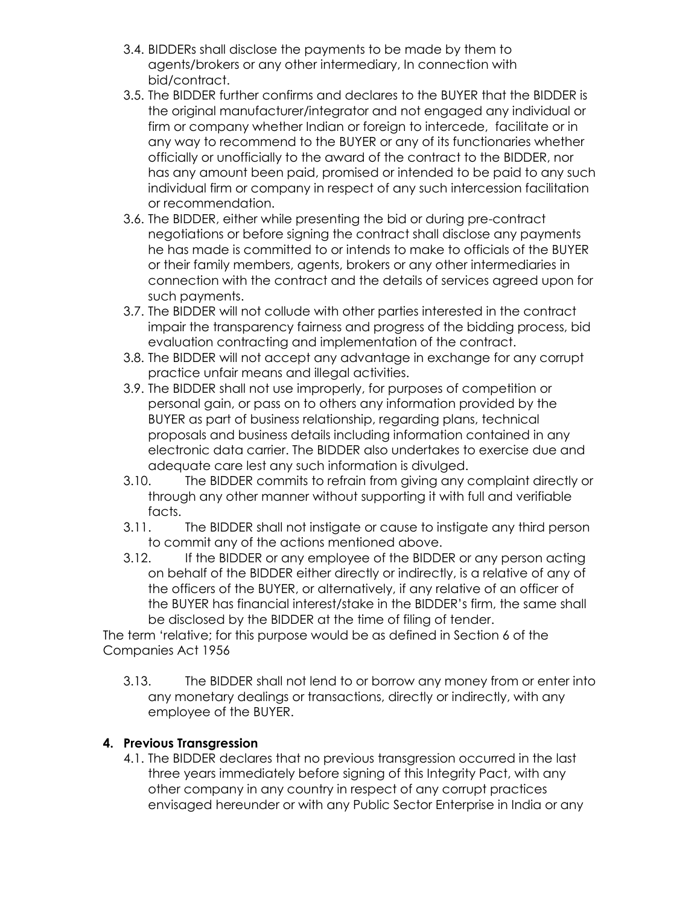3.4. BIDDERs shall disclose the payments to be made by them to agents/brokers or any other intermediary, In connection with bid/contract.

3.5. The BIDDER further confirms and declares to the BUYER that the BIDDER is the original manufacturer/integrator and not engaged any individual or firm or company whether Indian or foreign to intercede, facilitate or in any way to recommend to the BUYER or any of its functionaries whether officially or unofficially to the award of the contract to the BIDDER, nor has any amount been paid, promised or intended to be paid to any such individual firm or company in respect of any such intercession facilitation or recommendation.

3.6. The BIDDER, either while presenting the bid or during pre-contract negotiations or before signing the contract shall disclose any payments he has made is committed to or intends to make to officials of the BUYER or their family members, agents, brokers or any other intermediaries in connection with the contract and the details of services agreed upon for such payments.

3.7. The BIDDER will not collude with other parties interested in the contract impair the transparency fairness and progress of the bidding process, bid evaluation contracting and implementation of the contract.

3.8. The BIDDER will not accept any advantage in exchange for any corrupt practice unfair means and illegal activities.

3.9. The BIDDER shall not use improperly, for purposes of competition or personal gain, or pass on to others any information provided by the BUYER as part of business relationship, regarding plans, technical proposals and business details including information contained in any electronic data carrier. The BIDDER also undertakes to exercise due and adequate care lest any such information is divulged.

3.10. The BIDDER commits to refrain from giving any complaint directly or through any other manner without supporting it with full and verifiable facts.

3.11. The BIDDER shall not instigate or cause to instigate any third person to commit any of the actions mentioned above.

3.12. If the BIDDER or any employee of the BIDDER or any person acting on behalf of the BIDDER either directly or indirectly, is a relative of any of the officers of the BUYER, or alternatively, if any relative of an officer of the BUYER has financial interest/stake in the BIDDER's firm, the same shall be disclosed by the BIDDER at the time of filing of tender.

The term 'relative; for this purpose would be as defined in Section 6 of the Companies Act 1956

3.13. The BIDDER shall not lend to or borrow any money from or enter into any monetary dealings or transactions, directly or indirectly, with any employee of the BUYER.

## 4. Previous Transgression

4.1. The BIDDER declares that no previous transgression occurred in the last three years immediately before signing of this Integrity Pact, with any other company in any country in respect of any corrupt practices envisaged hereunder or with any Public Sector Enterprise in India or any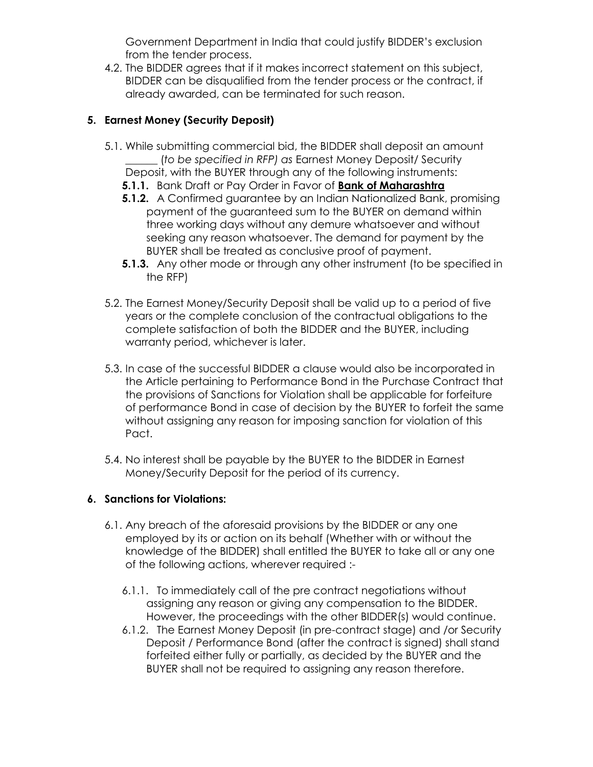Government Department in India that could justify BIDDER's exclusion from the tender process.

4.2. The BIDDER agrees that if it makes incorrect statement on this subject, BIDDER can be disqualified from the tender process or the contract, if already awarded, can be terminated for such reason.

## 5. Earnest Money (Security Deposit)

5.1. While submitting commercial bid, the BIDDER shall deposit an amount ______ (*to be specified in RFP) as* Earnest Money Deposit/ Security Deposit, with the BUYER through any of the following instruments:

**5.1.1.** Bank Draft or Pay Order in Favor of **Bank of Maharashtra**

**5.1.2.** A Confirmed guarantee by an Indian Nationalized Bank, promising payment of the guaranteed sum to the BUYER on demand within three working days without any demure whatsoever and without seeking any reason whatsoever. The demand for payment by the BUYER shall be treated as conclusive proof of payment.

**5.1.3.** Any other mode or through any other instrument (to be specified in the RFP)

5.2. The Earnest Money/Security Deposit shall be valid up to a period of five years or the complete conclusion of the contractual obligations to the complete satisfaction of both the BIDDER and the BUYER, including warranty period, whichever is later.

5.3. In case of the successful BIDDER a clause would also be incorporated in the Article pertaining to Performance Bond in the Purchase Contract that the provisions of Sanctions for Violation shall be applicable for forfeiture of performance Bond in case of decision by the BUYER to forfeit the same without assigning any reason for imposing sanction for violation of this Pact.

5.4. No interest shall be payable by the BUYER to the BIDDER in Earnest Money/Security Deposit for the period of its currency.

## 6. Sanctions for Violations:

6.1. Any breach of the aforesaid provisions by the BIDDER or any one employed by its or action on its behalf (Whether with or without the knowledge of the BIDDER) shall entitled the BUYER to take all or any one of the following actions, wherever required :-

6.1.1. To immediately call of the pre contract negotiations without assigning any reason or giving any compensation to the BIDDER. However, the proceedings with the other BIDDER(s) would continue.

6.1.2. The Earnest Money Deposit (in pre-contract stage) and /or Security Deposit / Performance Bond (after the contract is signed) shall stand forfeited either fully or partially, as decided by the BUYER and the BUYER shall not be required to assigning any reason therefore.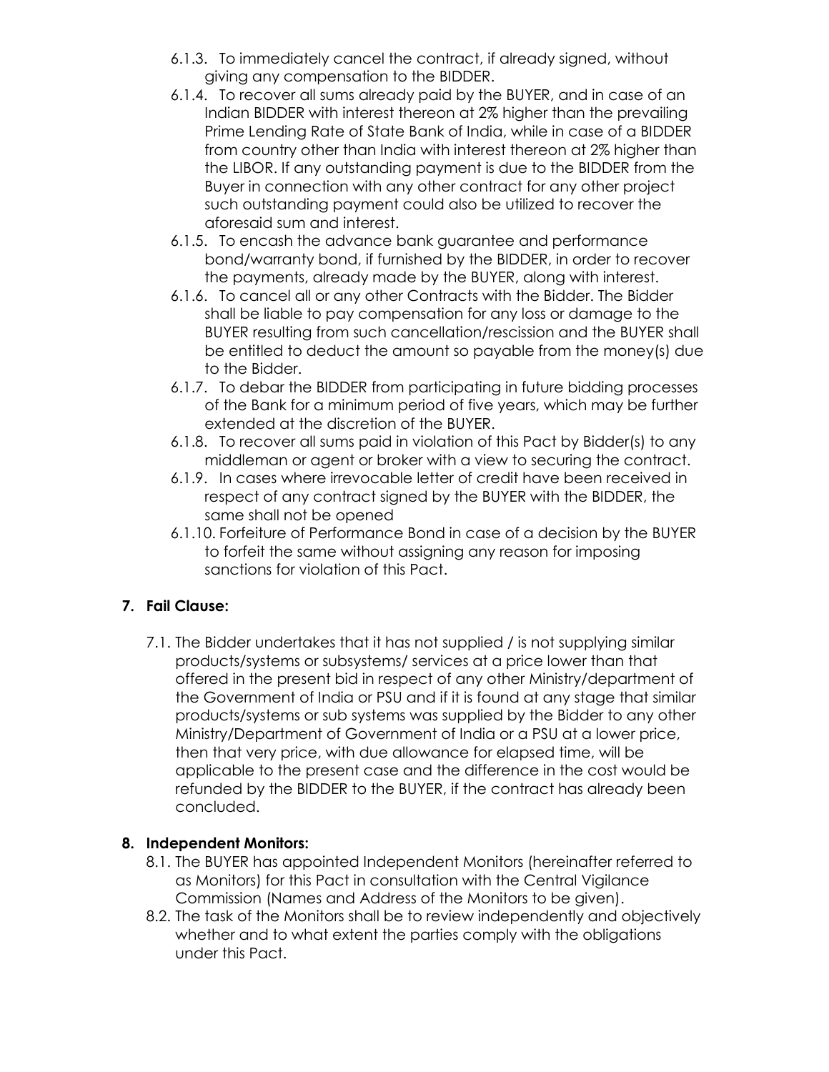6.1.3. To immediately cancel the contract, if already signed, without giving any compensation to the BIDDER.

6.1.4. To recover all sums already paid by the BUYER, and in case of an Indian BIDDER with interest thereon at 2% higher than the prevailing Prime Lending Rate of State Bank of India, while in case of a BIDDER from country other than India with interest thereon at 2% higher than the LIBOR. If any outstanding payment is due to the BIDDER from the Buyer in connection with any other contract for any other project such outstanding payment could also be utilized to recover the aforesaid sum and interest.

6.1.5. To encash the advance bank guarantee and performance bond/warranty bond, if furnished by the BIDDER, in order to recover the payments, already made by the BUYER, along with interest.

6.1.6. To cancel all or any other Contracts with the Bidder. The Bidder shall be liable to pay compensation for any loss or damage to the BUYER resulting from such cancellation/rescission and the BUYER shall be entitled to deduct the amount so payable from the money(s) due to the Bidder.

6.1.7. To debar the BIDDER from participating in future bidding processes of the Bank for a minimum period of five years, which may be further extended at the discretion of the BUYER.

6.1.8. To recover all sums paid in violation of this Pact by Bidder(s) to any middleman or agent or broker with a view to securing the contract.

6.1.9. In cases where irrevocable letter of credit have been received in respect of any contract signed by the BUYER with the BIDDER, the same shall not be opened

6.1.10. Forfeiture of Performance Bond in case of a decision by the BUYER to forfeit the same without assigning any reason for imposing sanctions for violation of this Pact.

## 7. Fall Clause:

7.1. The Bidder undertakes that it has not supplied / is not supplying similar products/systems or subsystems/ services at a price lower than that offered in the present bid in respect of any other Ministry/department of the Government of India or PSU and if it is found at any stage that similar products/systems or sub systems was supplied by the Bidder to any other Ministry/Department of Government of India or a PSU at a lower price, then that very price, with due allowance for elapsed time, will be applicable to the present case and the difference in the cost would be refunded by the BIDDER to the BUYER, if the contract has already been concluded.

## 8. Independent Monitors:

8.1. The BUYER has appointed Independent Monitors (hereinafter referred to as Monitors) for this Pact in consultation with the Central Vigilance Commission (Names and Address of the Monitors to be given).

8.2. The task of the Monitors shall be to review independently and objectively whether and to what extent the parties comply with the obligations under this Pact.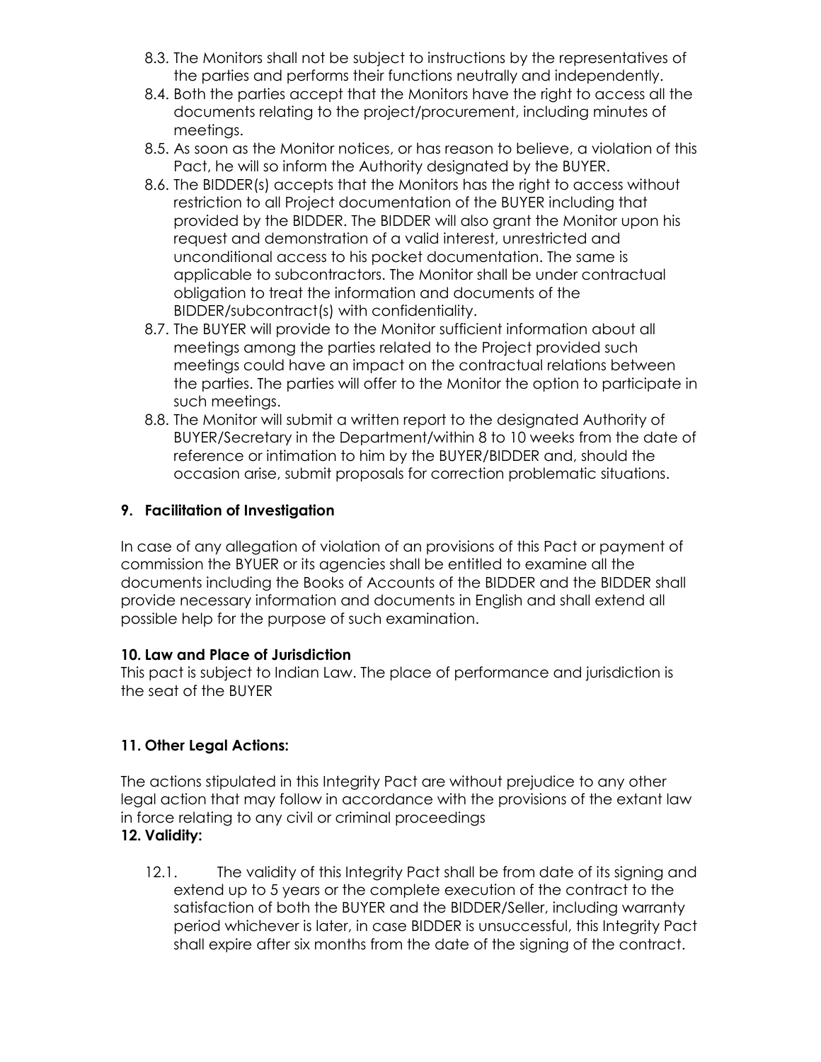8.3. The Monitors shall not be subject to instructions by the representatives of the parties and performs their functions neutrally and independently.

8.4. Both the parties accept that the Monitors have the right to access all the documents relating to the project/procurement, including minutes of meetings.

8.5. As soon as the Monitor notices, or has reason to believe, a violation of this Pact, he will so inform the Authority designated by the BUYER.

8.6. The BIDDER(s) accepts that the Monitors has the right to access without restriction to all Project documentation of the BUYER including that provided by the BIDDER. The BIDDER will also grant the Monitor upon his request and demonstration of a valid interest, unrestricted and unconditional access to his pocket documentation. The same is applicable to subcontractors. The Monitor shall be under contractual obligation to treat the information and documents of the BIDDER/subcontract(s) with confidentiality.

8.7. The BUYER will provide to the Monitor sufficient information about all meetings among the parties related to the Project provided such meetings could have an impact on the contractual relations between the parties. The parties will offer to the Monitor the option to participate in such meetings.

8.8. The Monitor will submit a written report to the designated Authority of BUYER/Secretary in the Department/within 8 to 10 weeks from the date of reference or intimation to him by the BUYER/BIDDER and, should the occasion arise, submit proposals for correction problematic situations.

## 9. Facilitation of Investigation

In case of any allegation of violation of an provisions of this Pact or payment of commission the BYUER or its agencies shall be entitled to examine all the documents including the Books of Accounts of the BIDDER and the BIDDER shall provide necessary information and documents in English and shall extend all possible help for the purpose of such examination.

## 10. Law and Place of Jurisdiction

This pact is subject to Indian Law. The place of performance and jurisdiction is the seat of the BUYER

## 11. Other Legal Actions:

The actions stipulated in this Integrity Pact are without prejudice to any other legal action that may follow in accordance with the provisions of the extant law in force relating to any civil or criminal proceedings

## 12. Validity:

12.1. The validity of this Integrity Pact shall be from date of its signing and extend up to 5 years or the complete execution of the contract to the satisfaction of both the BUYER and the BIDDER/Seller, including warranty period whichever is later, in case BIDDER is unsuccessful, this Integrity Pact shall expire after six months from the date of the signing of the contract.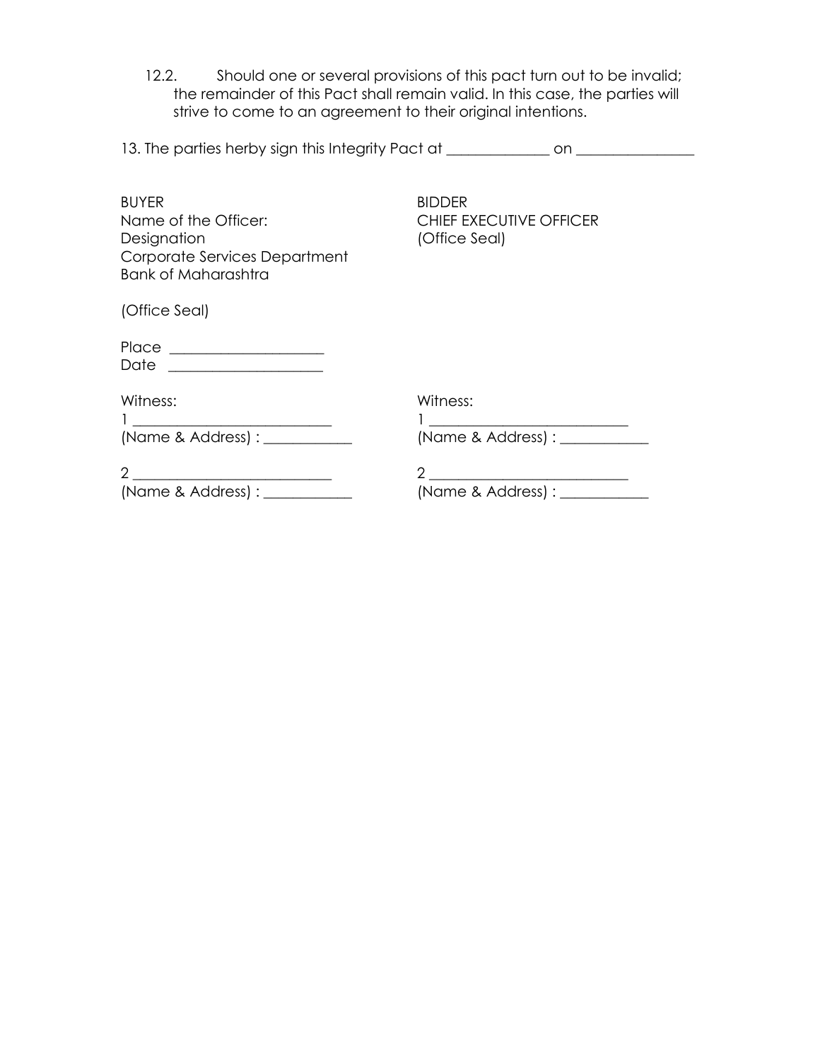12.2. Should one or several provisions of this pact turn out to be invalid; the remainder of this Pact shall remain valid. In this case, the parties will strive to come to an agreement to their original intentions.

13. The parties herby sign this Integrity Pact at ______________ on ________________

BUYER
Name of the Officer:
Designation
Corporate Services Department
Bank of Maharashtra

(Office Seal)

Place _____________________
Date _____________________

Witness:
1 ____________________________
(Name & Address) : ____________

2 ____________________________
(Name & Address) : ____________

BIDDER
CHIEF EXECUTIVE OFFICER
(Office Seal)

Witness:
1 ____________________________
(Name & Address) : ____________

2 ____________________________
(Name & Address) : ____________